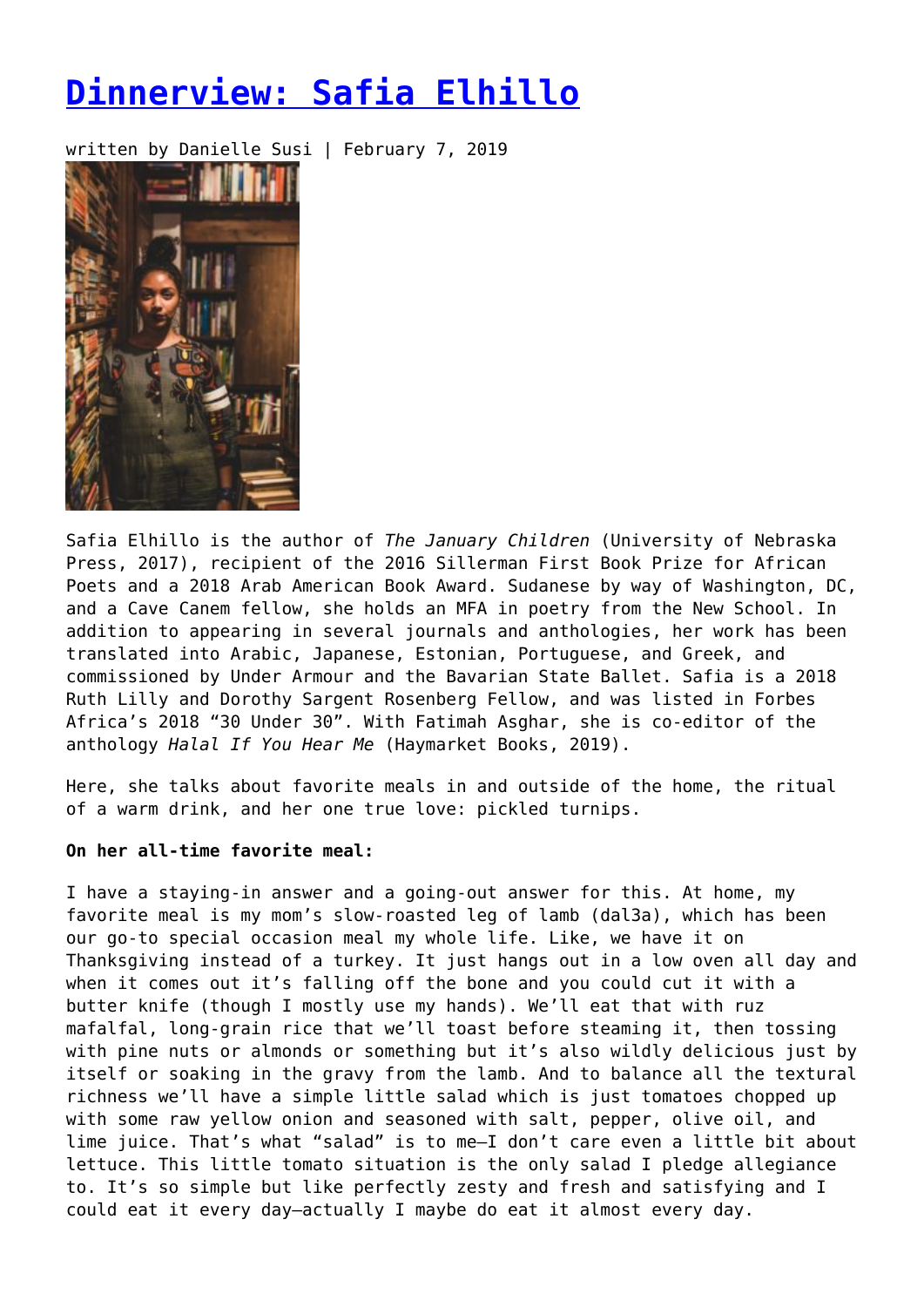# [Dinnerview: Safia Elhillo]

written by Danielle Susi | February 7, 2019

Safia Elhillo is the author of *The January Children* (University of Nebraska Press, 2017), recipient of the 2016 Sillerman First Book Prize for African Poets and a 2018 Arab American Book Award. Sudanese by way of Washington, DC, and a Cave Canem fellow, she holds an MFA in poetry from the New School. In addition to appearing in several journals and anthologies, her work has been translated into Arabic, Japanese, Estonian, Portuguese, and Greek, and commissioned by Under Armour and the Bavarian State Ballet. Safia is a 2018 Ruth Lilly and Dorothy Sargent Rosenberg Fellow, and was listed in Forbes Africa's 2018 "30 Under 30". With Fatimah Asghar, she is co-editor of the anthology *Halal If You Hear Me* (Haymarket Books, 2019).

Here, she talks about favorite meals in and outside of the home, the ritual of a warm drink, and her one true love: pickled turnips.

**On her all-time favorite meal:**

I have a staying-in answer and a going-out answer for this. At home, my favorite meal is my mom's slow-roasted leg of lamb (dal3a), which has been our go-to special occasion meal my whole life. Like, we have it on Thanksgiving instead of a turkey. It just hangs out in a low oven all day and when it comes out it's falling off the bone and you could cut it with a butter knife (though I mostly use my hands). We'll eat that with ruz mafalfal, long-grain rice that we'll toast before steaming it, then tossing with pine nuts or almonds or something but it's also wildly delicious just by itself or soaking in the gravy from the lamb. And to balance all the textural richness we'll have a simple little salad which is just tomatoes chopped up with some raw yellow onion and seasoned with salt, pepper, olive oil, and lime juice. That's what "salad" is to me—I don't care even a little bit about lettuce. This little tomato situation is the only salad I pledge allegiance to. It's so simple but like perfectly zesty and fresh and satisfying and I could eat it every day—actually I maybe do eat it almost every day.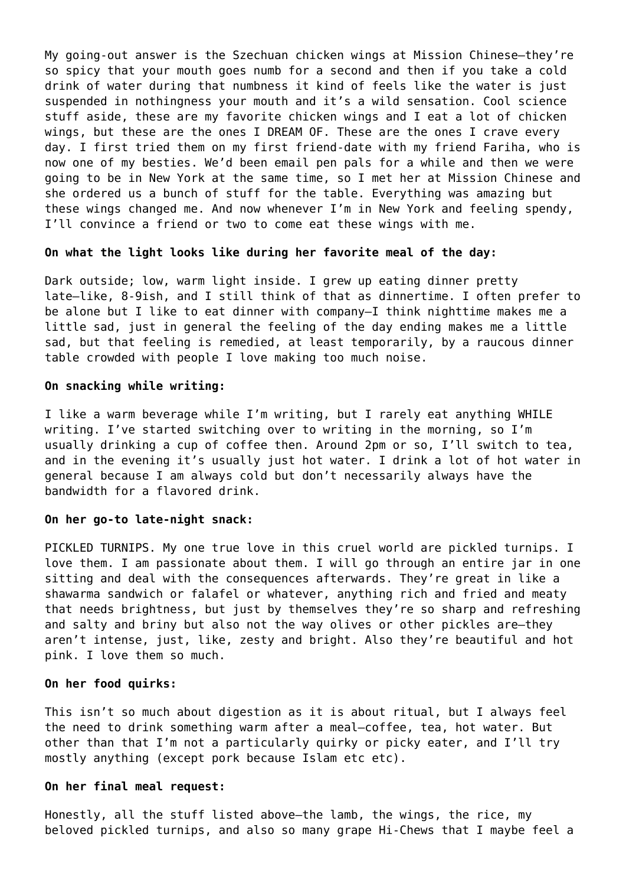My going-out answer is the Szechuan chicken wings at Mission Chinese—they're so spicy that your mouth goes numb for a second and then if you take a cold drink of water during that numbness it kind of feels like the water is just suspended in nothingness your mouth and it's a wild sensation. Cool science stuff aside, these are my favorite chicken wings and I eat a lot of chicken wings, but these are the ones I DREAM OF. These are the ones I crave every day. I first tried them on my first friend-date with my friend Fariha, who is now one of my besties. We'd been email pen pals for a while and then we were going to be in New York at the same time, so I met her at Mission Chinese and she ordered us a bunch of stuff for the table. Everything was amazing but these wings changed me. And now whenever I'm in New York and feeling spendy, I'll convince a friend or two to come eat these wings with me.

**On what the light looks like during her favorite meal of the day:**

Dark outside; low, warm light inside. I grew up eating dinner pretty late—like, 8-9ish, and I still think of that as dinnertime. I often prefer to be alone but I like to eat dinner with company—I think nighttime makes me a little sad, just in general the feeling of the day ending makes me a little sad, but that feeling is remedied, at least temporarily, by a raucous dinner table crowded with people I love making too much noise.

**On snacking while writing:**

I like a warm beverage while I'm writing, but I rarely eat anything WHILE writing. I've started switching over to writing in the morning, so I'm usually drinking a cup of coffee then. Around 2pm or so, I'll switch to tea, and in the evening it's usually just hot water. I drink a lot of hot water in general because I am always cold but don't necessarily always have the bandwidth for a flavored drink.

**On her go-to late-night snack:**

PICKLED TURNIPS. My one true love in this cruel world are pickled turnips. I love them. I am passionate about them. I will go through an entire jar in one sitting and deal with the consequences afterwards. They're great in like a shawarma sandwich or falafel or whatever, anything rich and fried and meaty that needs brightness, but just by themselves they're so sharp and refreshing and salty and briny but also not the way olives or other pickles are—they aren't intense, just, like, zesty and bright. Also they're beautiful and hot pink. I love them so much.

**On her food quirks:**

This isn't so much about digestion as it is about ritual, but I always feel the need to drink something warm after a meal—coffee, tea, hot water. But other than that I'm not a particularly quirky or picky eater, and I'll try mostly anything (except pork because Islam etc etc).

**On her final meal request:**

Honestly, all the stuff listed above—the lamb, the wings, the rice, my beloved pickled turnips, and also so many grape Hi-Chews that I maybe feel a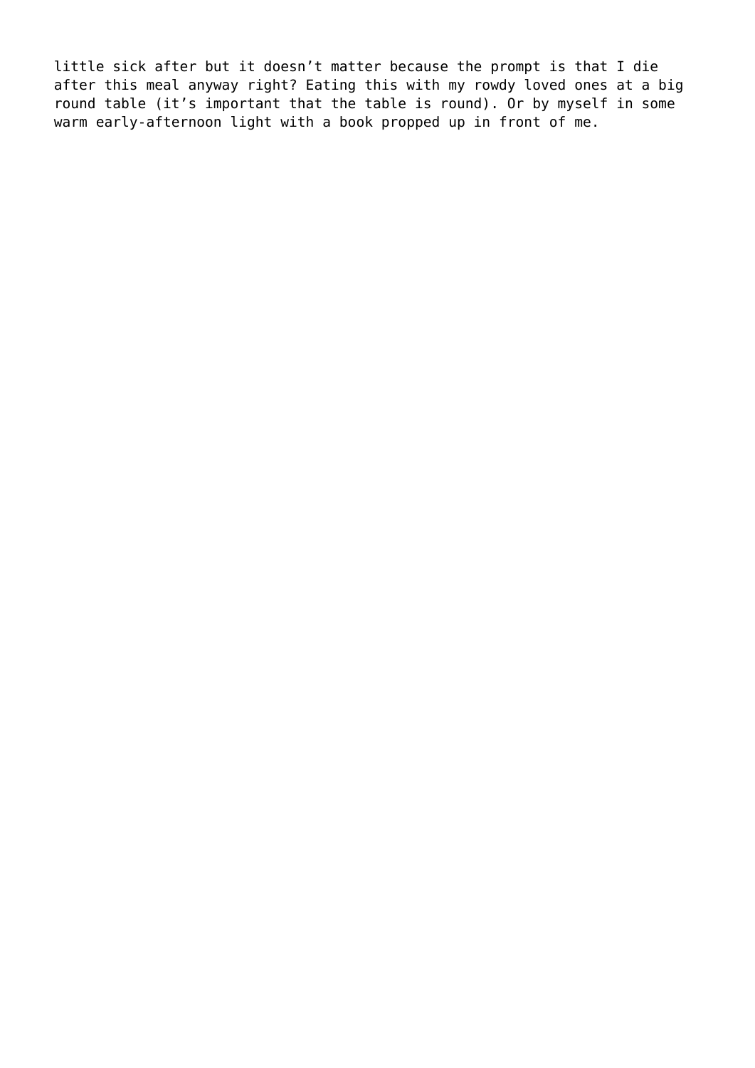little sick after but it doesn’t matter because the prompt is that I die after this meal anyway right? Eating this with my rowdy loved ones at a big round table (it’s important that the table is round). Or by myself in some warm early-afternoon light with a book propped up in front of me.